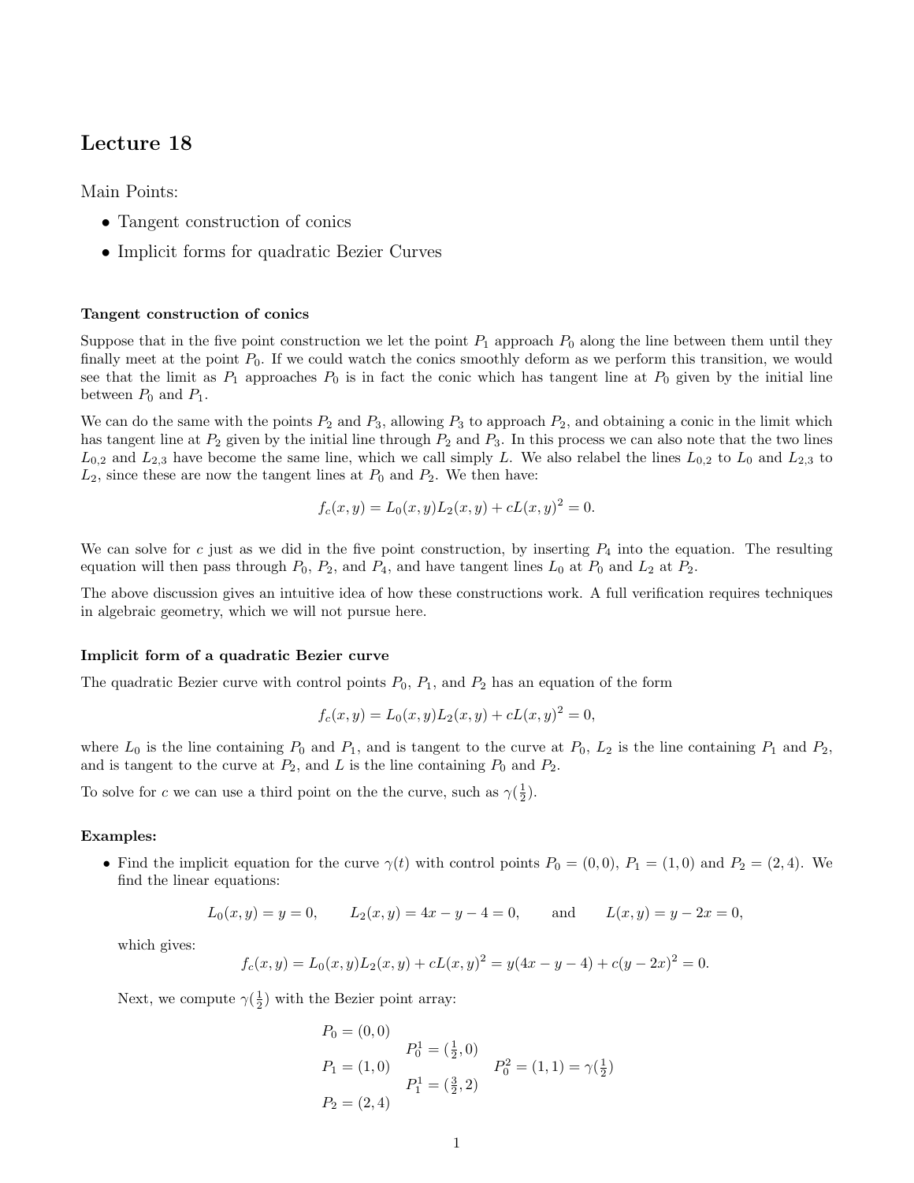# Lecture 18

Main Points:

- Tangent construction of conics
- Implicit forms for quadratic Bezier Curves

### Tangent construction of conics

Suppose that in the five point construction we let the point $P_1$ approach $P_0$ along the line between them until they finally meet at the point $P_0$. If we could watch the conics smoothly deform as we perform this transition, we would see that the limit as $P_1$ approaches $P_0$ is in fact the conic which has tangent line at $P_0$ given by the initial line between $P_0$ and $P_1$.

We can do the same with the points $P_2$ and $P_3$, allowing $P_3$ to approach $P_2$, and obtaining a conic in the limit which has tangent line at $P_2$ given by the initial line through $P_2$ and $P_3$. In this process we can also note that the two lines $L_{0,2}$ and $L_{2,3}$ have become the same line, which we call simply $L$. We also relabel the lines $L_{0,2}$ to $L_0$ and $L_{2,3}$ to $L_2$, since these are now the tangent lines at $P_0$ and $P_2$. We then have:

$$f_c(x,y) = L_0(x,y)L_2(x,y) + cL(x,y)^2 = 0.$$

We can solve for $c$ just as we did in the five point construction, by inserting $P_4$ into the equation. The resulting equation will then pass through $P_0$, $P_2$, and $P_4$, and have tangent lines $L_0$ at $P_0$ and $L_2$ at $P_2$.

The above discussion gives an intuitive idea of how these constructions work. A full verification requires techniques in algebraic geometry, which we will not pursue here.

### Implicit form of a quadratic Bezier curve

The quadratic Bezier curve with control points $P_0$, $P_1$, and $P_2$ has an equation of the form

$$f_c(x,y) = L_0(x,y)L_2(x,y) + cL(x,y)^2 = 0,$$

where $L_0$ is the line containing $P_0$ and $P_1$, and is tangent to the curve at $P_0$, $L_2$ is the line containing $P_1$ and $P_2$, and is tangent to the curve at $P_2$, and $L$ is the line containing $P_0$ and $P_2$.

To solve for $c$ we can use a third point on the the curve, such as $\gamma(\frac{1}{2})$.

### Examples:

- Find the implicit equation for the curve $\gamma(t)$ with control points $P_0 = (0,0)$, $P_1 = (1,0)$ and $P_2 = (2,4)$. We find the linear equations:

  $$L_0(x,y) = y = 0, \qquad L_2(x,y) = 4x - y - 4 = 0, \qquad \text{and} \qquad L(x,y) = y - 2x = 0,$$

  which gives:

  $$f_c(x,y) = L_0(x,y)L_2(x,y) + cL(x,y)^2 = y(4x - y - 4) + c(y - 2x)^2 = 0.$$

  Next, we compute $\gamma(\frac{1}{2})$ with the Bezier point array:

  $$\begin{array}{lll} P_0 = (0,0) & & \\ & P_0^1 = (\frac{1}{2}, 0) & \\ P_1 = (1,0) & & P_0^2 = (1,1) = \gamma(\frac{1}{2}) \\ & P_1^1 = (\frac{3}{2}, 2) & \\ P_2 = (2,4) & & \end{array}$$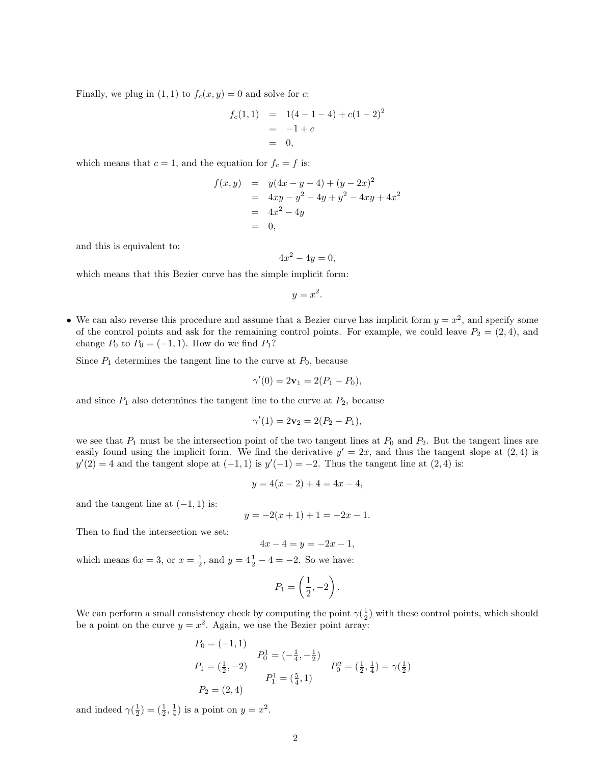Finally, we plug in $(1,1)$ to $f_c(x,y)=0$ and solve for $c$:

$$\begin{aligned} f_c(1,1) &= 1(4-1-4)+c(1-2)^2 \\ &= -1+c \\ &= 0, \end{aligned}$$

which means that $c=1$, and the equation for $f_c = f$ is:

$$\begin{aligned} f(x,y) &= y(4x-y-4)+(y-2x)^2 \\ &= 4xy-y^2-4y+y^2-4xy+4x^2 \\ &= 4x^2-4y \\ &= 0, \end{aligned}$$

and this is equivalent to:

$$4x^2-4y=0,$$

which means that this Bezier curve has the simple implicit form:

$$y=x^2.$$

- We can also reverse this procedure and assume that a Bezier curve has implicit form $y=x^2$, and specify some of the control points and ask for the remaining control points. For example, we could leave $P_2=(2,4)$, and change $P_0$ to $P_0=(-1,1)$. How do we find $P_1$?

  Since $P_1$ determines the tangent line to the curve at $P_0$, because

  $$\gamma'(0)=2\mathbf{v}_1=2(P_1-P_0),$$

  and since $P_1$ also determines the tangent line to the curve at $P_2$, because

  $$\gamma'(1)=2\mathbf{v}_2=2(P_2-P_1),$$

  we see that $P_1$ must be the intersection point of the two tangent lines at $P_0$ and $P_2$. But the tangent lines are easily found using the implicit form. We find the derivative $y'=2x$, and thus the tangent slope at $(2,4)$ is $y'(2)=4$ and the tangent slope at $(-1,1)$ is $y'(-1)=-2$. Thus the tangent line at $(2,4)$ is:

  $$y=4(x-2)+4=4x-4,$$

  and the tangent line at $(-1,1)$ is:

  $$y=-2(x+1)+1=-2x-1.$$

  Then to find the intersection we set:

  $$4x-4=y=-2x-1,$$

  which means $6x=3$, or $x=\frac{1}{2}$, and $y=4\frac{1}{2}-4=-2$. So we have:

  $$P_1=\left(\frac{1}{2},-2\right).$$

  We can perform a small consistency check by computing the point $\gamma(\frac{1}{2})$ with these control points, which should be a point on the curve $y=x^2$. Again, we use the Bezier point array:

  $$\begin{array}{lll} P_0=(-1,1) & & \\ & P_0^1=(-\frac{1}{4},-\frac{1}{2}) & \\ P_1=(\frac{1}{2},-2) & & P_0^2=(\frac{1}{2},\frac{1}{4})=\gamma(\frac{1}{2}) \\ & P_1^1=(\frac{5}{4},1) & \\ P_2=(2,4) & & \end{array}$$

  and indeed $\gamma(\frac{1}{2})=(\frac{1}{2},\frac{1}{4})$ is a point on $y=x^2$.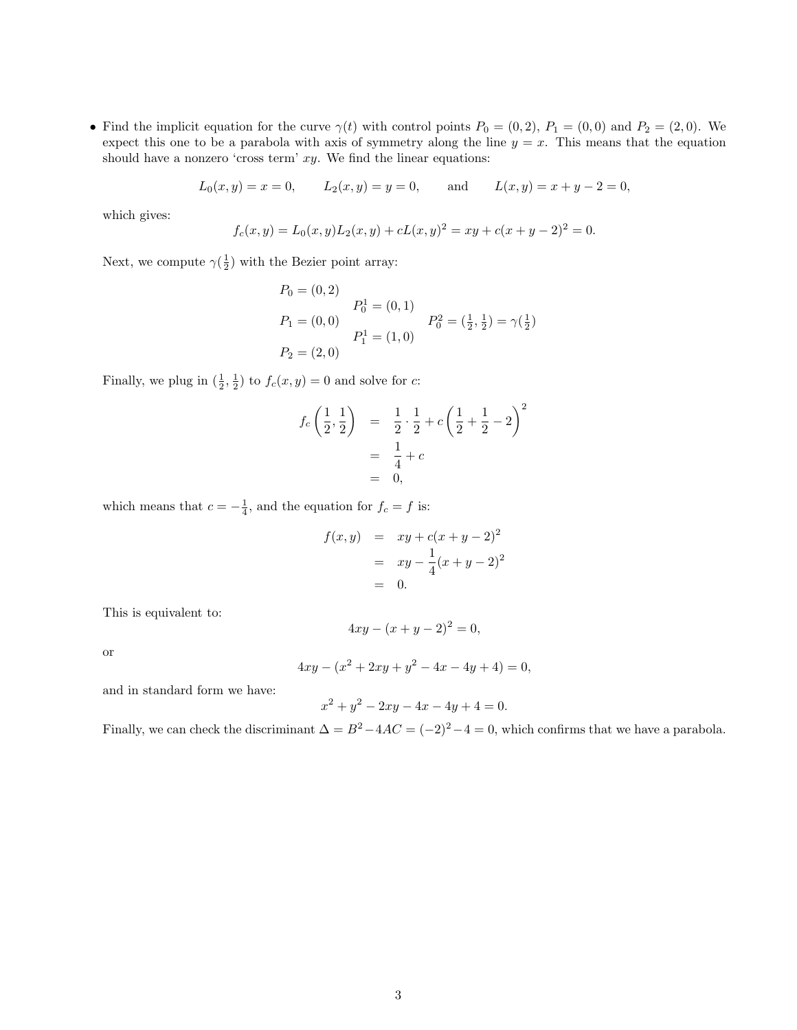- Find the implicit equation for the curve $\gamma(t)$ with control points $P_0 = (0, 2)$, $P_1 = (0, 0)$ and $P_2 = (2, 0)$. We expect this one to be a parabola with axis of symmetry along the line $y = x$. This means that the equation should have a nonzero 'cross term' $xy$. We find the linear equations:

$$L_0(x, y) = x = 0, \qquad L_2(x, y) = y = 0, \qquad \text{and} \qquad L(x, y) = x + y - 2 = 0,$$

which gives:

$$f_c(x, y) = L_0(x, y)L_2(x, y) + cL(x, y)^2 = xy + c(x + y - 2)^2 = 0.$$

Next, we compute $\gamma(\frac{1}{2})$ with the Bezier point array:

$$\begin{array}{lll} P_0 = (0, 2) & & \\ & P_0^1 = (0, 1) & \\ P_1 = (0, 0) & & P_0^2 = (\frac{1}{2}, \frac{1}{2}) = \gamma(\frac{1}{2}) \\ & P_1^1 = (1, 0) & \\ P_2 = (2, 0) & & \end{array}$$

Finally, we plug in $(\frac{1}{2}, \frac{1}{2})$ to $f_c(x, y) = 0$ and solve for $c$:

$$\begin{aligned} f_c\left(\frac{1}{2}, \frac{1}{2}\right) &= \frac{1}{2} \cdot \frac{1}{2} + c\left(\frac{1}{2} + \frac{1}{2} - 2\right)^2 \\ &= \frac{1}{4} + c \\ &= 0, \end{aligned}$$

which means that $c = -\frac{1}{4}$, and the equation for $f_c = f$ is:

$$\begin{aligned} f(x, y) &= xy + c(x + y - 2)^2 \\ &= xy - \frac{1}{4}(x + y - 2)^2 \\ &= 0. \end{aligned}$$

This is equivalent to:

$$4xy - (x + y - 2)^2 = 0,$$

or

$$4xy - (x^2 + 2xy + y^2 - 4x - 4y + 4) = 0,$$

and in standard form we have:

$$x^2 + y^2 - 2xy - 4x - 4y + 4 = 0.$$

Finally, we can check the discriminant $\Delta = B^2 - 4AC = (-2)^2 - 4 = 0$, which confirms that we have a parabola.